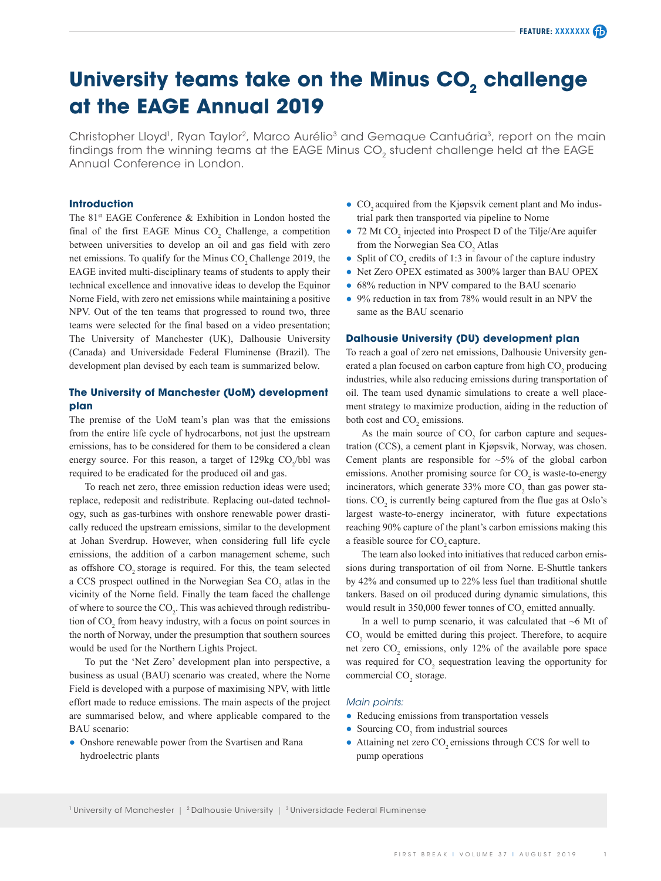# University teams take on the Minus $CO_2$ challenge at the EAGE Annual 2019

Christopher Lloyd[1], Ryan Taylor[2], Marco Aurélio[3] and Gemaque Cantuária[3], report on the main findings from the winning teams at the EAGE Minus $CO_2$ student challenge held at the EAGE Annual Conference in London.

## Introduction

The 81st EAGE Conference & Exhibition in London hosted the final of the first EAGE Minus $CO_2$ Challenge, a competition between universities to develop an oil and gas field with zero net emissions. To qualify for the Minus $CO_2$ Challenge 2019, the EAGE invited multi-disciplinary teams of students to apply their technical excellence and innovative ideas to develop the Equinor Norne Field, with zero net emissions while maintaining a positive NPV. Out of the ten teams that progressed to round two, three teams were selected for the final based on a video presentation; The University of Manchester (UK), Dalhousie University (Canada) and Universidade Federal Fluminense (Brazil). The development plan devised by each team is summarized below.

## The University of Manchester (UoM) development plan

The premise of the UoM team's plan was that the emissions from the entire life cycle of hydrocarbons, not just the upstream emissions, has to be considered for them to be considered a clean energy source. For this reason, a target of 129kg $CO_2$/bbl was required to be eradicated for the produced oil and gas.

To reach net zero, three emission reduction ideas were used; replace, redeposit and redistribute. Replacing out-dated technology, such as gas-turbines with onshore renewable power drastically reduced the upstream emissions, similar to the development at Johan Sverdrup. However, when considering full life cycle emissions, the addition of a carbon management scheme, such as offshore $CO_2$ storage is required. For this, the team selected a CCS prospect outlined in the Norwegian Sea $CO_2$ atlas in the vicinity of the Norne field. Finally the team faced the challenge of where to source the $CO_2$. This was achieved through redistribution of $CO_2$ from heavy industry, with a focus on point sources in the north of Norway, under the presumption that southern sources would be used for the Northern Lights Project.

To put the 'Net Zero' development plan into perspective, a business as usual (BAU) scenario was created, where the Norne Field is developed with a purpose of maximising NPV, with little effort made to reduce emissions. The main aspects of the project are summarised below, and where applicable compared to the BAU scenario:

- Onshore renewable power from the Svartisen and Rana hydroelectric plants
- $CO_2$ acquired from the Kjøpsvik cement plant and Mo industrial park then transported via pipeline to Norne
- 72 Mt $CO_2$ injected into Prospect D of the Tilje/Are aquifer from the Norwegian Sea $CO_2$ Atlas
- Split of $CO_2$ credits of 1:3 in favour of the capture industry
- Net Zero OPEX estimated as 300% larger than BAU OPEX
- 68% reduction in NPV compared to the BAU scenario
- 9% reduction in tax from 78% would result in an NPV the same as the BAU scenario

## Dalhousie University (DU) development plan

To reach a goal of zero net emissions, Dalhousie University generated a plan focused on carbon capture from high $CO_2$ producing industries, while also reducing emissions during transportation of oil. The team used dynamic simulations to create a well placement strategy to maximize production, aiding in the reduction of both cost and $CO_2$ emissions.

As the main source of $CO_2$ for carbon capture and sequestration (CCS), a cement plant in Kjøpsvik, Norway, was chosen. Cement plants are responsible for ~5% of the global carbon emissions. Another promising source for $CO_2$ is waste-to-energy incinerators, which generate 33% more $CO_2$ than gas power stations. $CO_2$ is currently being captured from the flue gas at Oslo's largest waste-to-energy incinerator, with future expectations reaching 90% capture of the plant's carbon emissions making this a feasible source for $CO_2$ capture.

The team also looked into initiatives that reduced carbon emissions during transportation of oil from Norne. E-Shuttle tankers by 42% and consumed up to 22% less fuel than traditional shuttle tankers. Based on oil produced during dynamic simulations, this would result in 350,000 fewer tonnes of $CO_2$ emitted annually.

In a well to pump scenario, it was calculated that ~6 Mt of $CO_2$ would be emitted during this project. Therefore, to acquire net zero $CO_2$ emissions, only 12% of the available pore space was required for $CO_2$ sequestration leaving the opportunity for commercial $CO_2$ storage.

*Main points:*

- Reducing emissions from transportation vessels
- Sourcing $CO_2$ from industrial sources
- Attaining net zero $CO_2$ emissions through CCS for well to pump operations

[1] University of Manchester | [2] Dalhousie University | [3] Universidade Federal Fluminense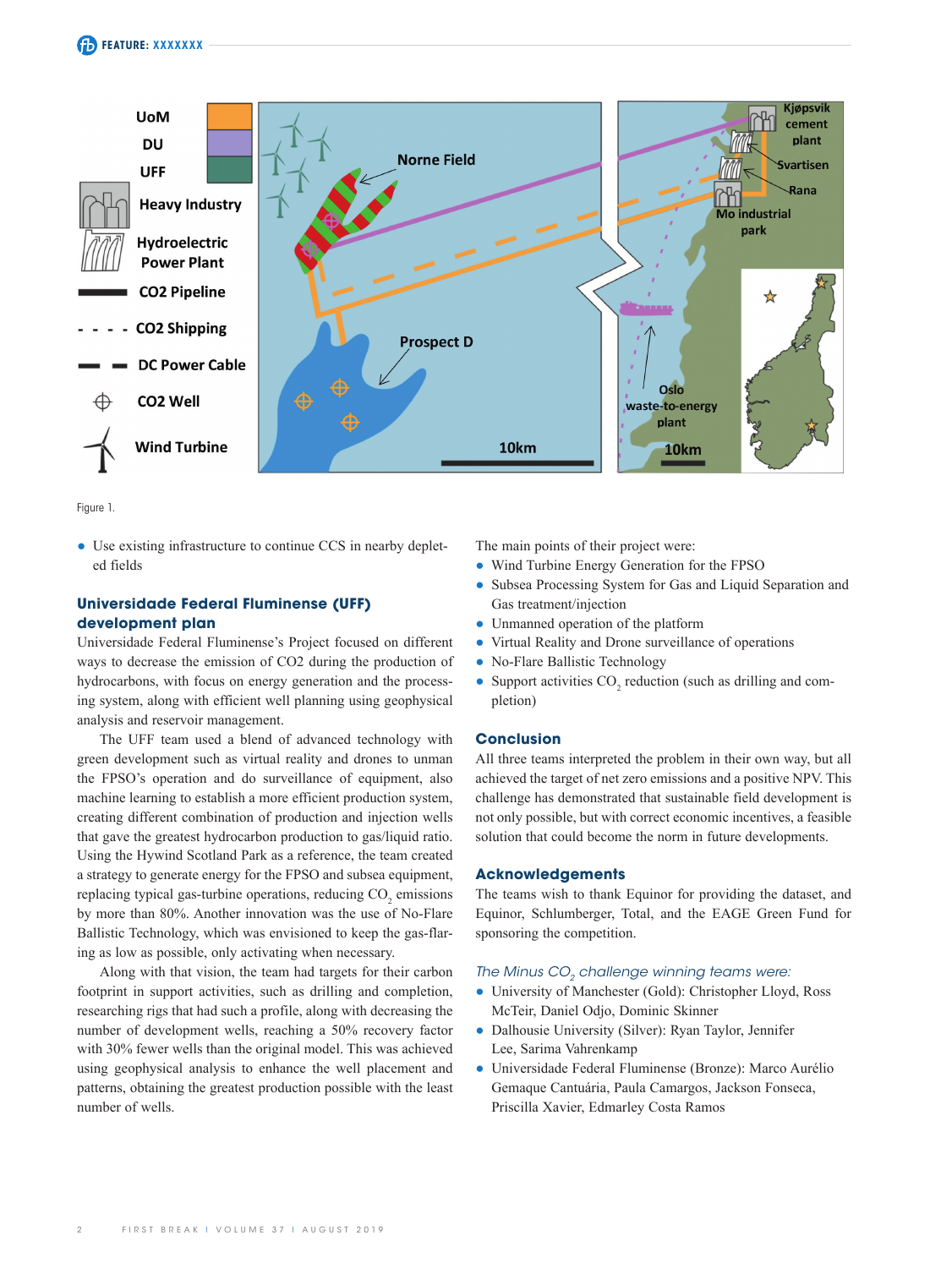UoM
DU
UFF
Heavy Industry
Hydroelectric Power Plant
CO2 Pipeline
CO2 Shipping
DC Power Cable
CO2 Well
Wind Turbine
Norne Field
Prospect D
10km
Kjøpsvik cement plant
Svartisen
Rana
Mo industrial park
Oslo waste-to-energy plant
10km

Figure 1.

- Use existing infrastructure to continue CCS in nearby depleted fields

## Universidade Federal Fluminense (UFF) development plan

Universidade Federal Fluminense's Project focused on different ways to decrease the emission of CO2 during the production of hydrocarbons, with focus on energy generation and the processing system, along with efficient well planning using geophysical analysis and reservoir management.

The UFF team used a blend of advanced technology with green development such as virtual reality and drones to unman the FPSO's operation and do surveillance of equipment, also machine learning to establish a more efficient production system, creating different combination of production and injection wells that gave the greatest hydrocarbon production to gas/liquid ratio. Using the Hywind Scotland Park as a reference, the team created a strategy to generate energy for the FPSO and subsea equipment, replacing typical gas-turbine operations, reducing $CO_2$ emissions by more than 80%. Another innovation was the use of No-Flare Ballistic Technology, which was envisioned to keep the gas-flaring as low as possible, only activating when necessary.

Along with that vision, the team had targets for their carbon footprint in support activities, such as drilling and completion, researching rigs that had such a profile, along with decreasing the number of development wells, reaching a 50% recovery factor with 30% fewer wells than the original model. This was achieved using geophysical analysis to enhance the well placement and patterns, obtaining the greatest production possible with the least number of wells.

The main points of their project were:

- Wind Turbine Energy Generation for the FPSO
- Subsea Processing System for Gas and Liquid Separation and Gas treatment/injection
- Unmanned operation of the platform
- Virtual Reality and Drone surveillance of operations
- No-Flare Ballistic Technology
- Support activities $CO_2$ reduction (such as drilling and completion)

## Conclusion

All three teams interpreted the problem in their own way, but all achieved the target of net zero emissions and a positive NPV. This challenge has demonstrated that sustainable field development is not only possible, but with correct economic incentives, a feasible solution that could become the norm in future developments.

## Acknowledgements

The teams wish to thank Equinor for providing the dataset, and Equinor, Schlumberger, Total, and the EAGE Green Fund for sponsoring the competition.

*The Minus $CO_2$ challenge winning teams were:*

- University of Manchester (Gold): Christopher Lloyd, Ross McTeir, Daniel Odjo, Dominic Skinner
- Dalhousie University (Silver): Ryan Taylor, Jennifer Lee, Sarima Vahrenkamp
- Universidade Federal Fluminense (Bronze): Marco Aurélio Gemaque Cantuária, Paula Camargos, Jackson Fonseca, Priscilla Xavier, Edmarley Costa Ramos